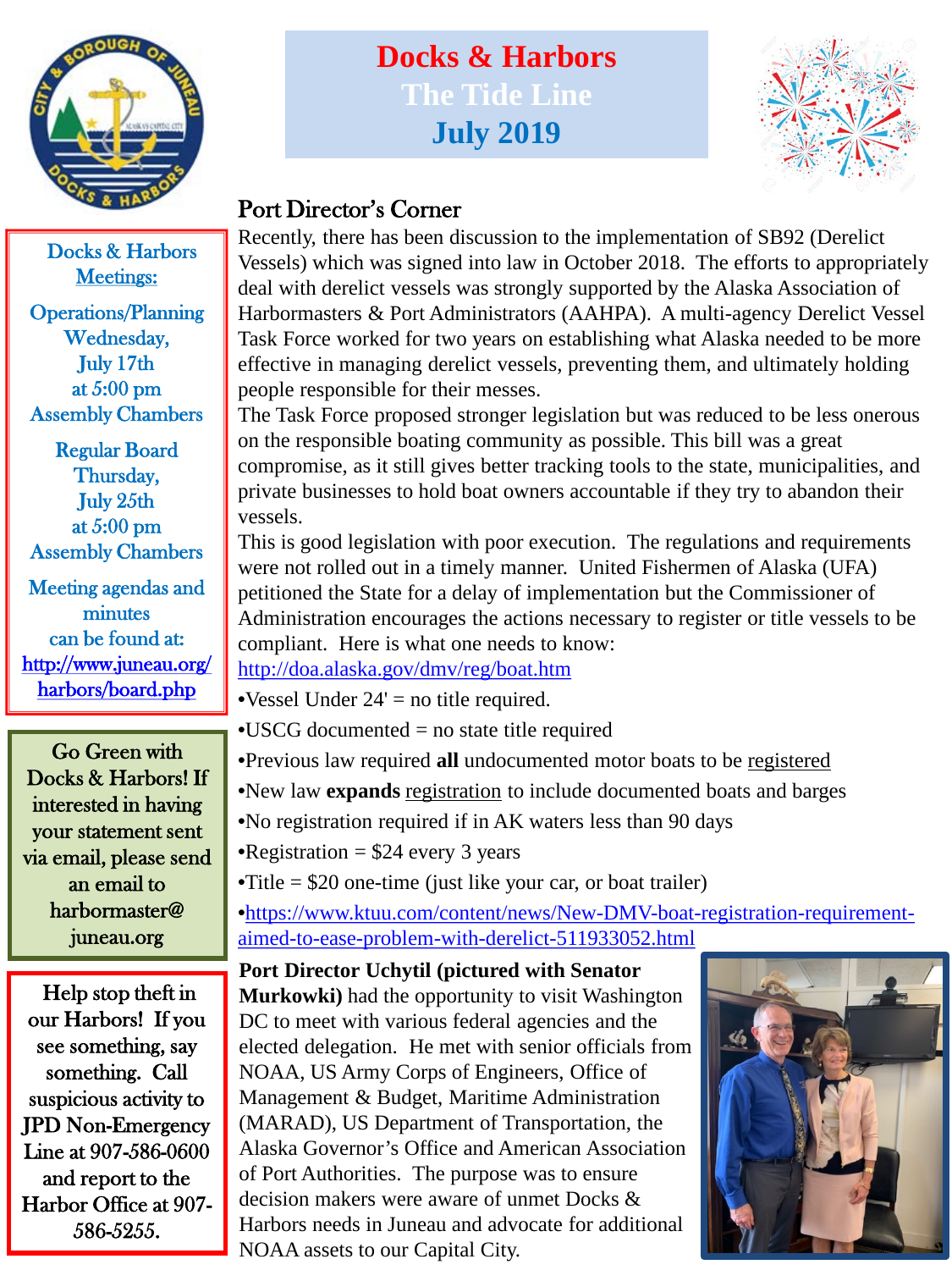# Docks & Harbors
## The Tide Line
## July 2019

**Docks & Harbors Meetings:**

Operations/Planning
Wednesday,
July 17th
at 5:00 pm
Assembly Chambers

Regular Board
Thursday,
July 25th
at 5:00 pm
Assembly Chambers

Meeting agendas and minutes can be found at: http://www.juneau.org/harbors/board.php

Go Green with Docks & Harbors! If interested in having your statement sent via email, please send an email to harbormaster@juneau.org

Help stop theft in our Harbors! If you see something, say something. Call suspicious activity to JPD Non-Emergency Line at 907-586-0600 and report to the Harbor Office at 907-586-5255.

## Port Director's Corner

Recently, there has been discussion to the implementation of SB92 (Derelict Vessels) which was signed into law in October 2018. The efforts to appropriately deal with derelict vessels was strongly supported by the Alaska Association of Harbormasters & Port Administrators (AAHPA). A multi-agency Derelict Vessel Task Force worked for two years on establishing what Alaska needed to be more effective in managing derelict vessels, preventing them, and ultimately holding people responsible for their messes.

The Task Force proposed stronger legislation but was reduced to be less onerous on the responsible boating community as possible. This bill was a great compromise, as it still gives better tracking tools to the state, municipalities, and private businesses to hold boat owners accountable if they try to abandon their vessels.

This is good legislation with poor execution. The regulations and requirements were not rolled out in a timely manner. United Fishermen of Alaska (UFA) petitioned the State for a delay of implementation but the Commissioner of Administration encourages the actions necessary to register or title vessels to be compliant. Here is what one needs to know: http://doa.alaska.gov/dmv/reg/boat.htm

- Vessel Under 24' = no title required.
- USCG documented = no state title required
- Previous law required **all** undocumented motor boats to be registered
- New law **expands** registration to include documented boats and barges
- No registration required if in AK waters less than 90 days
- Registration = $24 every 3 years
- Title = $20 one-time (just like your car, or boat trailer)
- https://www.ktuu.com/content/news/New-DMV-boat-registration-requirement-aimed-to-ease-problem-with-derelict-511933052.html

**Port Director Uchytil (pictured with Senator Murkowki)** had the opportunity to visit Washington DC to meet with various federal agencies and the elected delegation. He met with senior officials from NOAA, US Army Corps of Engineers, Office of Management & Budget, Maritime Administration (MARAD), US Department of Transportation, the Alaska Governor's Office and American Association of Port Authorities. The purpose was to ensure decision makers were aware of unmet Docks & Harbors needs in Juneau and advocate for additional NOAA assets to our Capital City.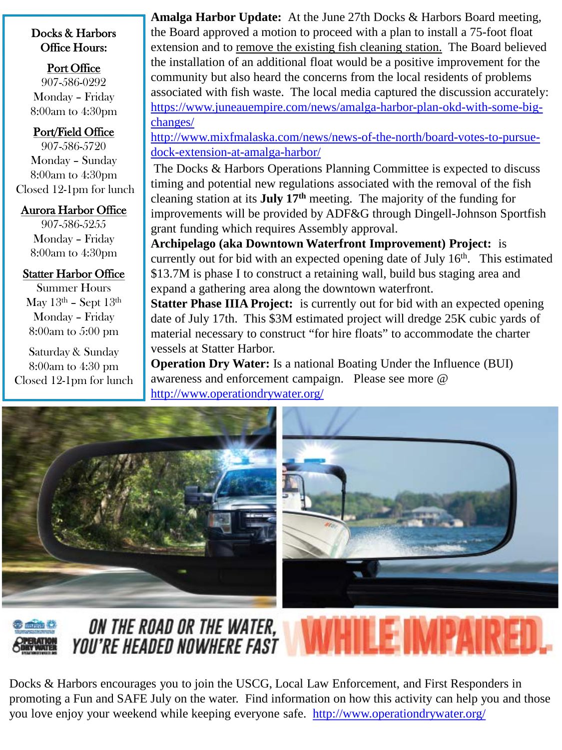**Docks & Harbors Office Hours:**

**Port Office**
907-586-0292
Monday – Friday
8:00am to 4:30pm

**Port/Field Office**
907-586-5720
Monday – Sunday
8:00am to 4:30pm
Closed 12-1pm for lunch

**Aurora Harbor Office**
907-586-5255
Monday – Friday
8:00am to 4:30pm

**Statter Harbor Office**
Summer Hours
May 13th – Sept 13th
Monday – Friday
8:00am to 5:00 pm

Saturday & Sunday
8:00am to 4:30 pm
Closed 12-1pm for lunch

**Amalga Harbor Update:** At the June 27th Docks & Harbors Board meeting, the Board approved a motion to proceed with a plan to install a 75-foot float extension and to remove the existing fish cleaning station. The Board believed the installation of an additional float would be a positive improvement for the community but also heard the concerns from the local residents of problems associated with fish waste. The local media captured the discussion accurately: https://www.juneauempire.com/news/amalga-harbor-plan-okd-with-some-big-changes/
http://www.mixfmalaska.com/news/news-of-the-north/board-votes-to-pursue-dock-extension-at-amalga-harbor/

The Docks & Harbors Operations Planning Committee is expected to discuss timing and potential new regulations associated with the removal of the fish cleaning station at its **July 17th** meeting. The majority of the funding for improvements will be provided by ADF&G through Dingell-Johnson Sportfish grant funding which requires Assembly approval.

**Archipelago (aka Downtown Waterfront Improvement) Project:** is currently out for bid with an expected opening date of July 16th. This estimated $13.7M is phase I to construct a retaining wall, build bus staging area and expand a gathering area along the downtown waterfront.

**Statter Phase IIIA Project:** is currently out for bid with an expected opening date of July 17th. This $3M estimated project will dredge 25K cubic yards of material necessary to construct "for hire floats" to accommodate the charter vessels at Statter Harbor.

**Operation Dry Water:** Is a national Boating Under the Influence (BUI) awareness and enforcement campaign. Please see more @ http://www.operationdrywater.org/

ON THE ROAD OR THE WATER, YOU'RE HEADED NOWHERE FAST WHILE IMPAIRED.

Docks & Harbors encourages you to join the USCG, Local Law Enforcement, and First Responders in promoting a Fun and SAFE July on the water. Find information on how this activity can help you and those you love enjoy your weekend while keeping everyone safe. http://www.operationdrywater.org/